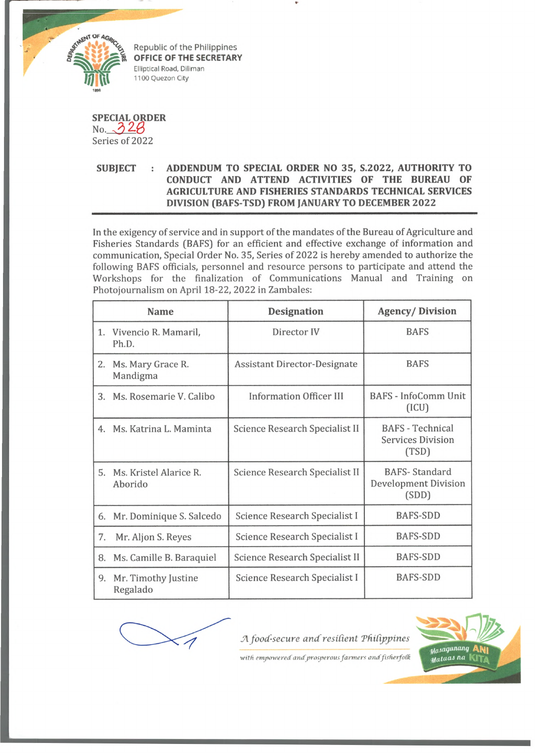Republic of the Philippines
**OFFICE OF THE SECRETARY**
Elliptical Road, Diliman
1100 Quezon City

**SPECIAL ORDER**
No. 328
Series of 2022

**SUBJECT : ADDENDUM TO SPECIAL ORDER NO 35, S.2022, AUTHORITY TO CONDUCT AND ATTEND ACTIVITIES OF THE BUREAU OF AGRICULTURE AND FISHERIES STANDARDS TECHNICAL SERVICES DIVISION (BAFS-TSD) FROM JANUARY TO DECEMBER 2022**

In the exigency of service and in support of the mandates of the Bureau of Agriculture and Fisheries Standards (BAFS) for an efficient and effective exchange of information and communication, Special Order No. 35, Series of 2022 is hereby amended to authorize the following BAFS officials, personnel and resource persons to participate and attend the Workshops for the finalization of Communications Manual and Training on Photojournalism on April 18-22, 2022 in Zambales:

| Name | Designation | Agency/ Division |
|---|---|---|
| 1. Vivencio R. Mamaril, Ph.D. | Director IV | BAFS |
| 2. Ms. Mary Grace R. Mandigma | Assistant Director-Designate | BAFS |
| 3. Ms. Rosemarie V. Calibo | Information Officer III | BAFS - InfoComm Unit (ICU) |
| 4. Ms. Katrina L. Maminta | Science Research Specialist II | BAFS - Technical Services Division (TSD) |
| 5. Ms. Kristel Alarice R. Aborido | Science Research Specialist II | BAFS- Standard Development Division (SDD) |
| 6. Mr. Dominique S. Salcedo | Science Research Specialist I | BAFS-SDD |
| 7. Mr. Aljon S. Reyes | Science Research Specialist I | BAFS-SDD |
| 8. Ms. Camille B. Baraquiel | Science Research Specialist II | BAFS-SDD |
| 9. Mr. Timothy Justine Regalado | Science Research Specialist I | BAFS-SDD |

*A food-secure and resilient Philippines*
*with empowered and prosperous farmers and fisherfolk*

Masaganang ANI Mataas na KITA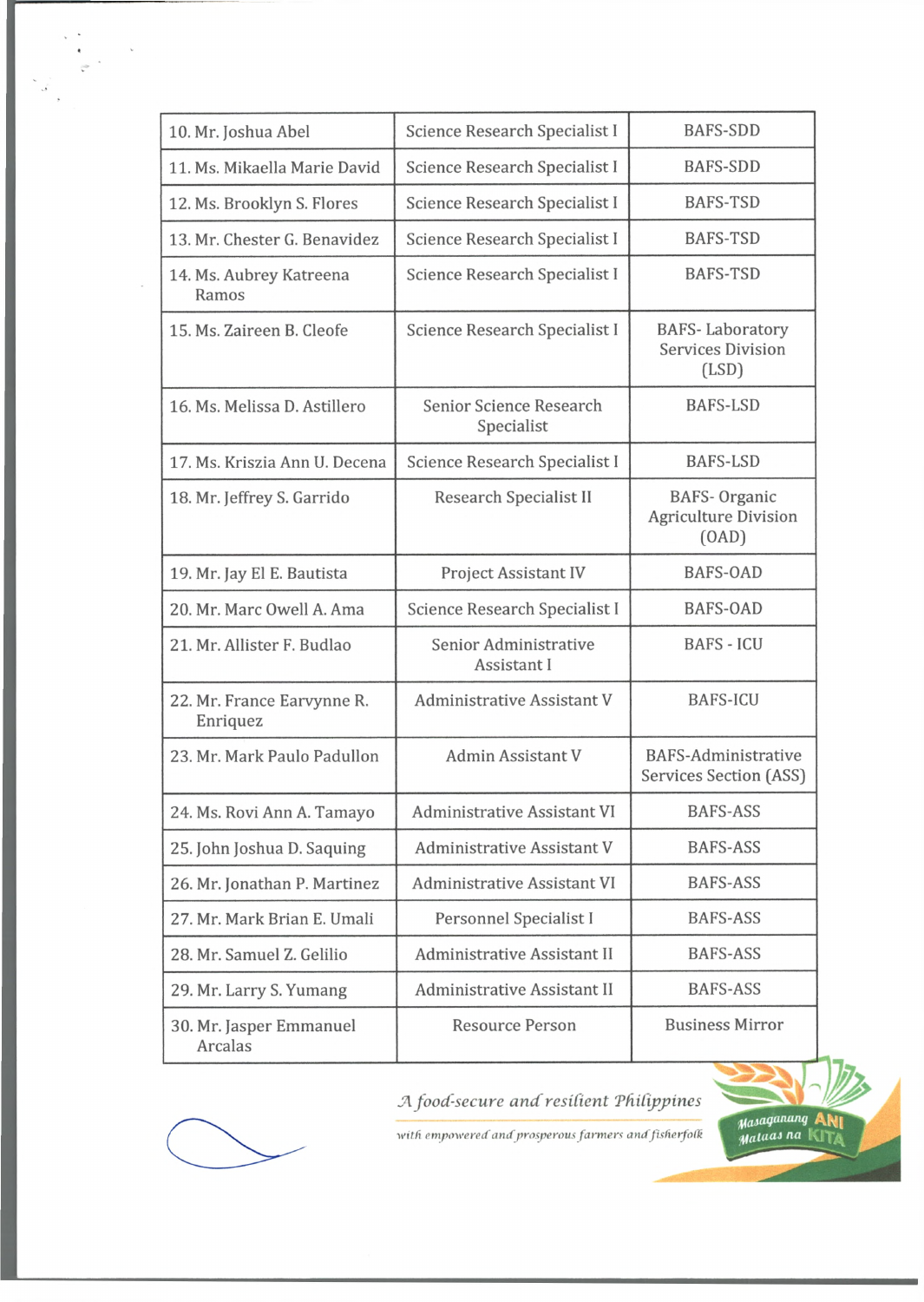| | | |
|---|---|---|
| 10. Mr. Joshua Abel | Science Research Specialist I | BAFS-SDD |
| 11. Ms. Mikaella Marie David | Science Research Specialist I | BAFS-SDD |
| 12. Ms. Brooklyn S. Flores | Science Research Specialist I | BAFS-TSD |
| 13. Mr. Chester G. Benavidez | Science Research Specialist I | BAFS-TSD |
| 14. Ms. Aubrey Katreena Ramos | Science Research Specialist I | BAFS-TSD |
| 15. Ms. Zaireen B. Cleofe | Science Research Specialist I | BAFS- Laboratory Services Division (LSD) |
| 16. Ms. Melissa D. Astillero | Senior Science Research Specialist | BAFS-LSD |
| 17. Ms. Kriszia Ann U. Decena | Science Research Specialist I | BAFS-LSD |
| 18. Mr. Jeffrey S. Garrido | Research Specialist II | BAFS- Organic Agriculture Division (OAD) |
| 19. Mr. Jay El E. Bautista | Project Assistant IV | BAFS-OAD |
| 20. Mr. Marc Owell A. Ama | Science Research Specialist I | BAFS-OAD |
| 21. Mr. Allister F. Budlao | Senior Administrative Assistant I | BAFS - ICU |
| 22. Mr. France Earvynne R. Enriquez | Administrative Assistant V | BAFS-ICU |
| 23. Mr. Mark Paulo Padullon | Admin Assistant V | BAFS-Administrative Services Section (ASS) |
| 24. Ms. Rovi Ann A. Tamayo | Administrative Assistant VI | BAFS-ASS |
| 25. John Joshua D. Saquing | Administrative Assistant V | BAFS-ASS |
| 26. Mr. Jonathan P. Martinez | Administrative Assistant VI | BAFS-ASS |
| 27. Mr. Mark Brian E. Umali | Personnel Specialist I | BAFS-ASS |
| 28. Mr. Samuel Z. Gelilio | Administrative Assistant II | BAFS-ASS |
| 29. Mr. Larry S. Yumang | Administrative Assistant II | BAFS-ASS |
| 30. Mr. Jasper Emmanuel Arcalas | Resource Person | Business Mirror |

*A food-secure and resilient Philippines with empowered and prosperous farmers and fisherfolk*

Masaganang ANI Mataas na KITA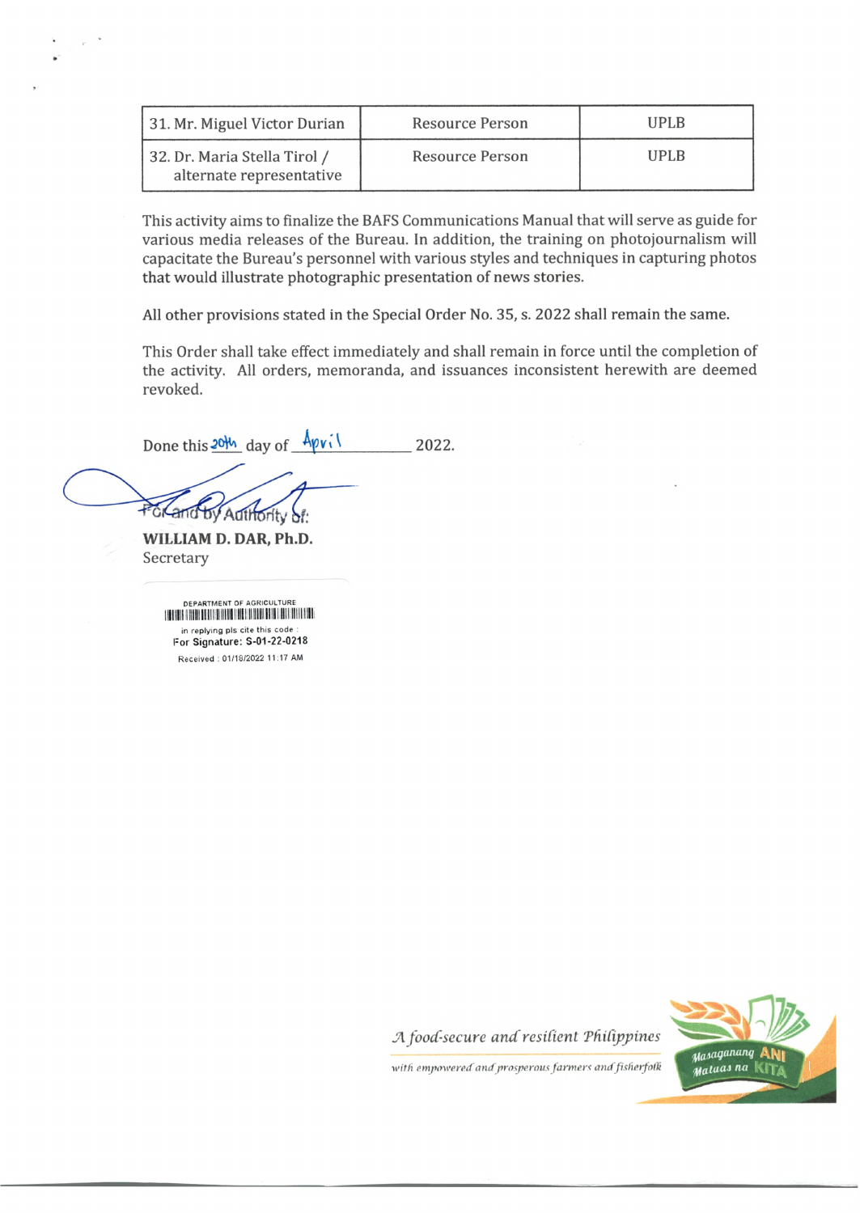| | | |
|---|---|---|
| 31. Mr. Miguel Victor Durian | Resource Person | UPLB |
| 32. Dr. Maria Stella Tirol / alternate representative | Resource Person | UPLB |

This activity aims to finalize the BAFS Communications Manual that will serve as guide for various media releases of the Bureau. In addition, the training on photojournalism will capacitate the Bureau's personnel with various styles and techniques in capturing photos that would illustrate photographic presentation of news stories.

All other provisions stated in the Special Order No. 35, s. 2022 shall remain the same.

This Order shall take effect immediately and shall remain in force until the completion of the activity. All orders, memoranda, and issuances inconsistent herewith are deemed revoked.

Done this 20th day of April 2022.

For and by Authority of:

**WILLIAM D. DAR, Ph.D.**
Secretary

DEPARTMENT OF AGRICULTURE
in replying pls cite this code :
For Signature: S-01-22-0218
Received : 01/18/2022 11:17 AM

*A food-secure and resilient Philippines*
*with empowered and prosperous farmers and fisherfolk*

Masaganang ANI Mataas na KITA